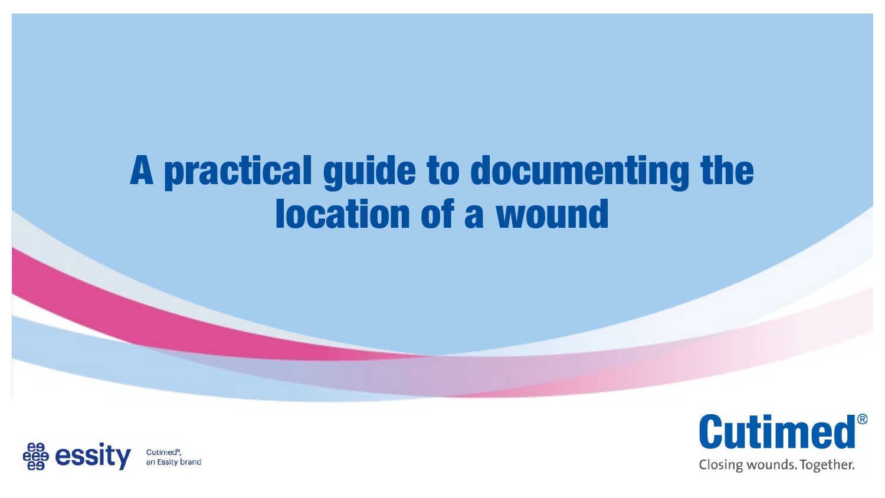# A practical guide to documenting the location of a wound

essity

Cutimed®, an Essity brand

Cutimed®

Closing wounds. Together.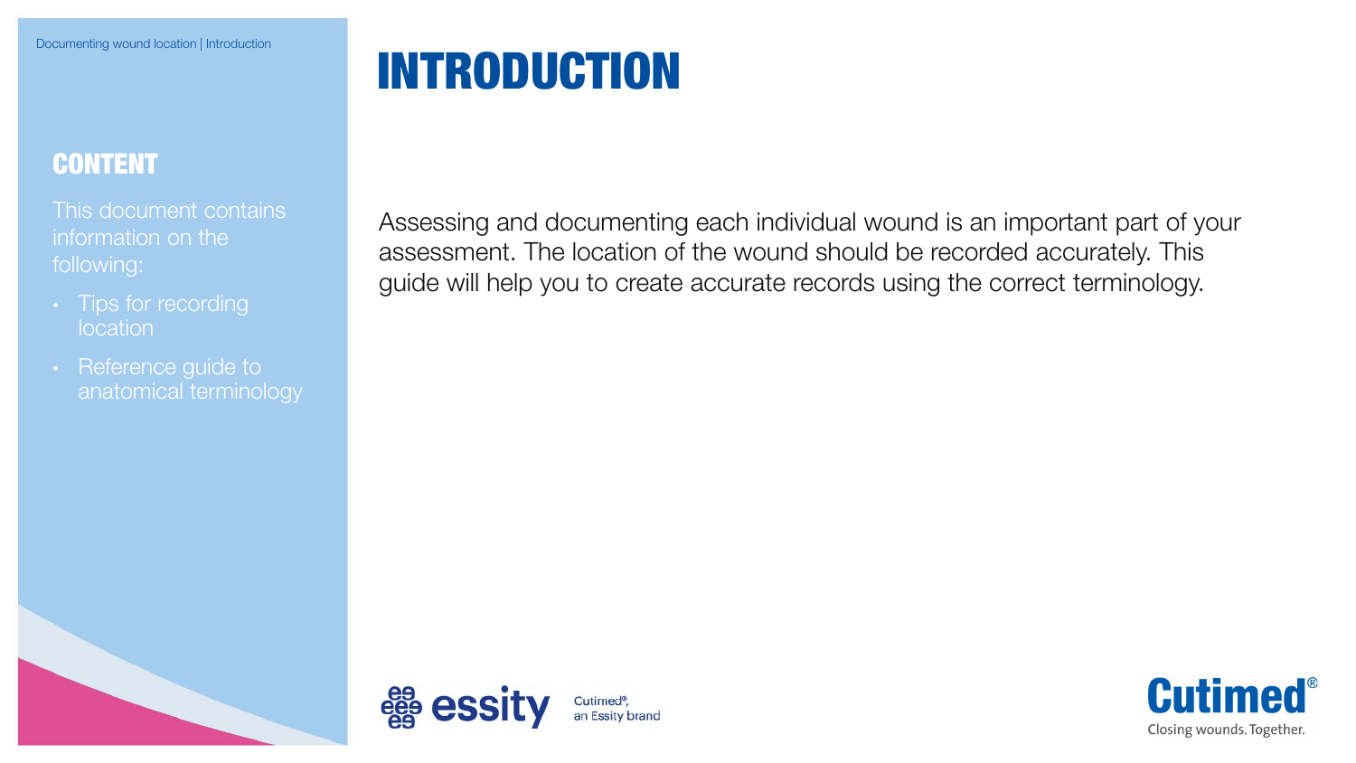# INTRODUCTION

## CONTENT

This document contains information on the following:

- Tips for recording location
- Reference guide to anatomical terminology

Assessing and documenting each individual wound is an important part of your assessment. The location of the wound should be recorded accurately. This guide will help you to create accurate records using the correct terminology.

essity Cutimed®, an Essity brand

Cutimed® Closing wounds. Together.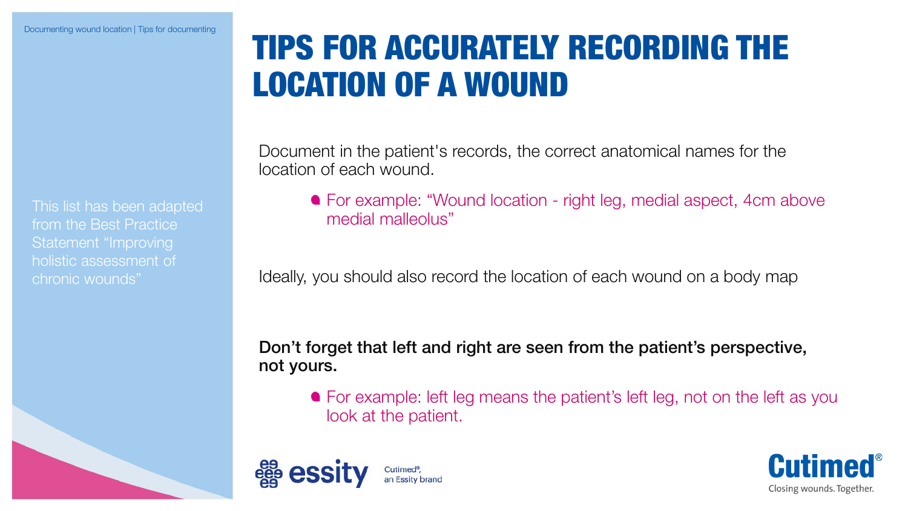# TIPS FOR ACCURATELY RECORDING THE LOCATION OF A WOUND

This list has been adapted from the Best Practice Statement “Improving holistic assessment of chronic wounds”

Document in the patient's records, the correct anatomical names for the location of each wound.

- For example: “Wound location - right leg, medial aspect, 4cm above medial malleolus”

Ideally, you should also record the location of each wound on a body map

**Don’t forget that left and right are seen from the patient’s perspective, not yours.**

- For example: left leg means the patient’s left leg, not on the left as you look at the patient.

essity — Cutimed®, an Essity brand

Cutimed® — Closing wounds. Together.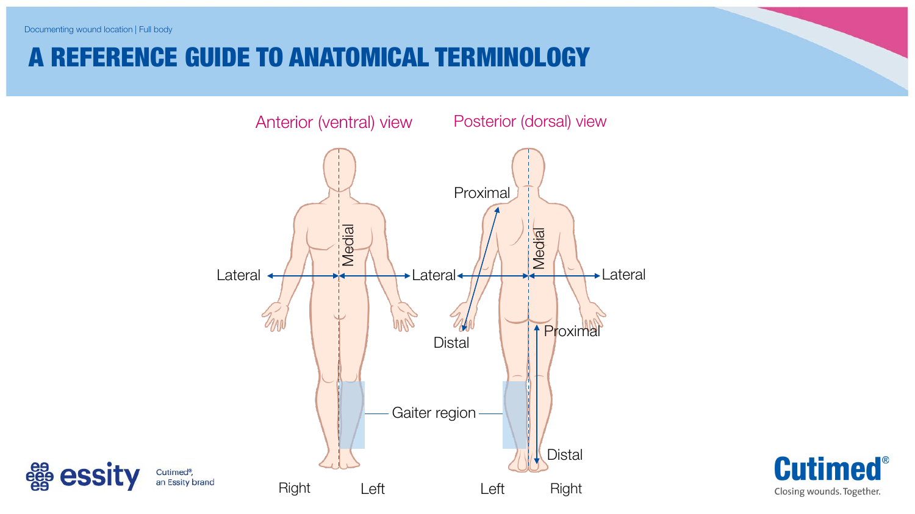Documenting wound location | Full body

# A REFERENCE GUIDE TO ANATOMICAL TERMINOLOGY

Anterior (ventral) view

Posterior (dorsal) view

Proximal

Medial

Medial

Lateral

Lateral

Lateral

Lateral

Distal

Proximal

Gaiter region

Distal

Right

Left

Left

Right

Cutimed®, an Essity brand

Cutimed® Closing wounds. Together.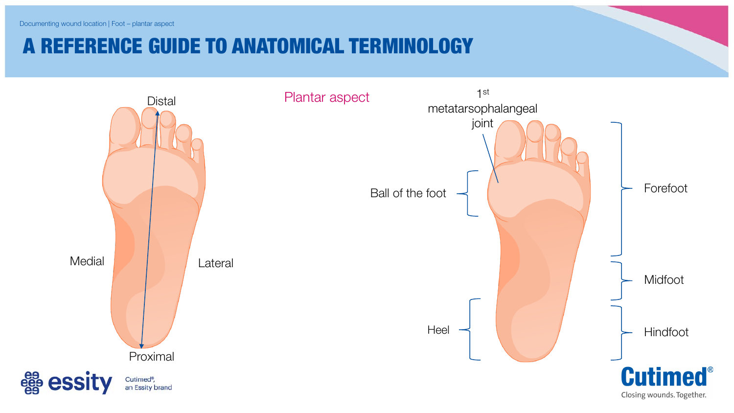Documenting wound location | Foot – plantar aspect

# A REFERENCE GUIDE TO ANATOMICAL TERMINOLOGY

## Plantar aspect

Distal

Medial

Lateral

Proximal

1st metatarsophalangeal joint

Ball of the foot

Heel

Forefoot

Midfoot

Hindfoot

essity — Cutimed®, an Essity brand

Cutimed® — Closing wounds. Together.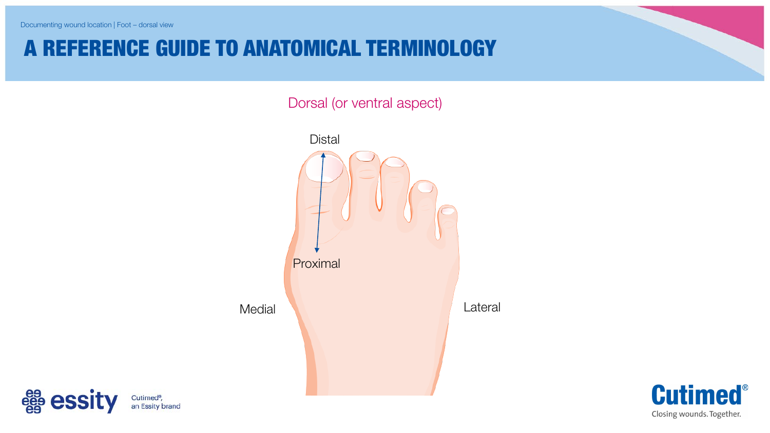Documenting wound location | Foot – dorsal view

# A REFERENCE GUIDE TO ANATOMICAL TERMINOLOGY

Dorsal (or ventral aspect)

Distal

Proximal

Medial

Lateral

Cutimed®, an Essity brand

Cutimed®

Closing wounds. Together.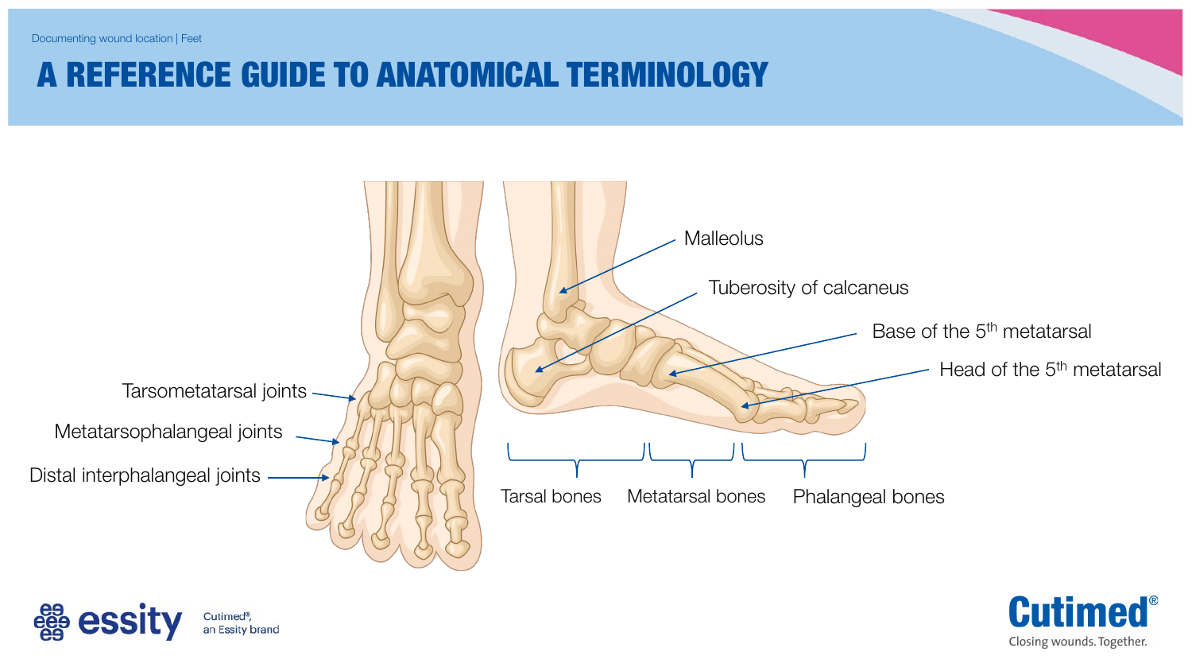Documenting wound location | Feet

# A REFERENCE GUIDE TO ANATOMICAL TERMINOLOGY

Tarsometatarsal joints

Metatarsophalangeal joints

Distal interphalangeal joints

Malleolus

Tuberosity of calcaneus

Base of the 5th metatarsal

Head of the 5th metatarsal

Tarsal bones

Metatarsal bones

Phalangeal bones

Cutimed®, an Essity brand

Cutimed® Closing wounds. Together.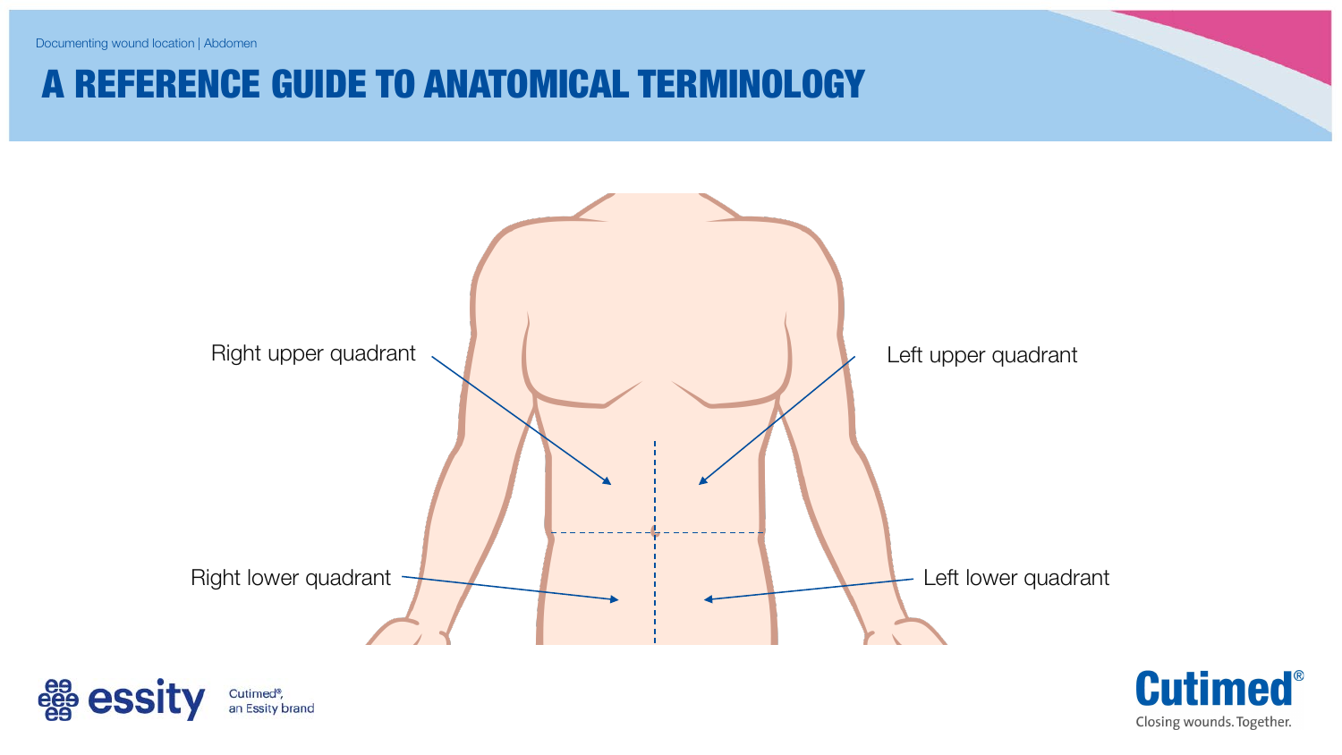Documenting wound location | Abdomen

# A REFERENCE GUIDE TO ANATOMICAL TERMINOLOGY

Right upper quadrant

Left upper quadrant

Right lower quadrant

Left lower quadrant

Cutimed®, an Essity brand

Cutimed®

Closing wounds. Together.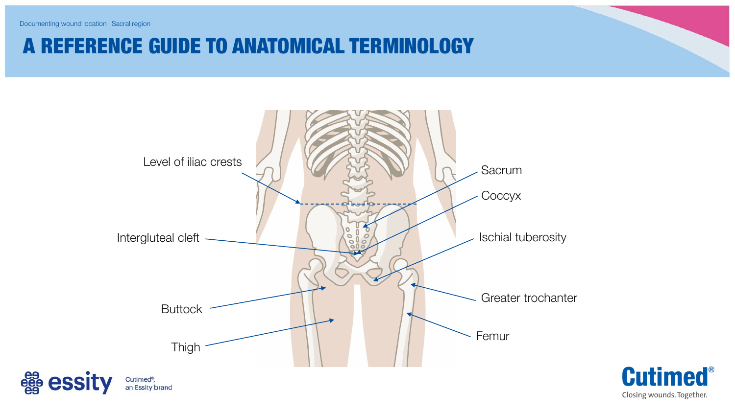Documenting wound location | Sacral region

# A REFERENCE GUIDE TO ANATOMICAL TERMINOLOGY

Level of iliac crests

Sacrum

Coccyx

Intergluteal cleft

Ischial tuberosity

Buttock

Greater trochanter

Thigh

Femur

essity

Cutimed®, an Essity brand

Cutimed®

Closing wounds. Together.